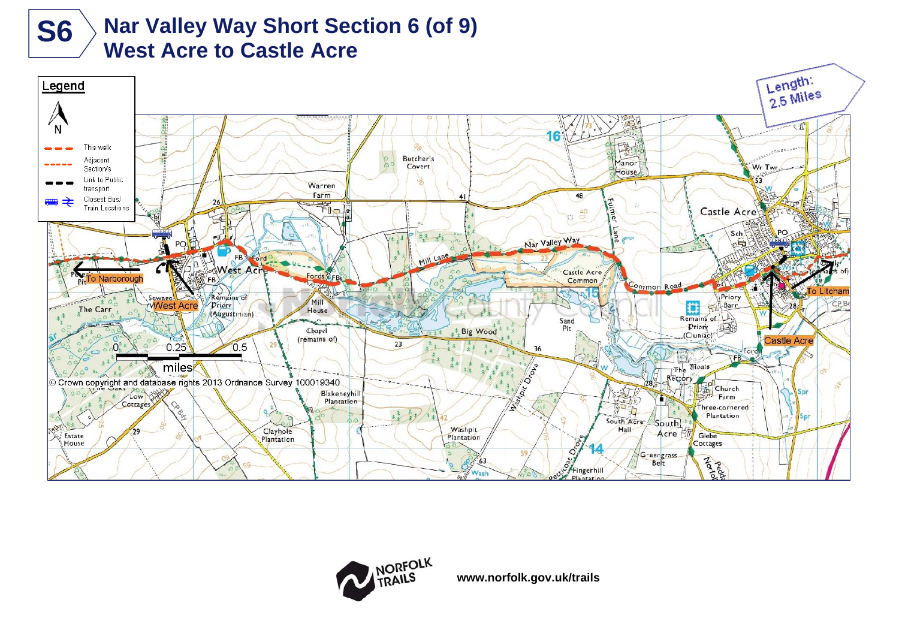# S6 Nar Valley Way Short Section 6 (of 9)
## West Acre to Castle Acre

Length: 2.5 Miles

**Legend**

- This walk
- Adjacent Section/s
- Link to Public transport
- Closest Bus/ Train Locations

To Narborough

West Acre

Castle Acre

To Litcham

0 0.25 0.5 miles

© Crown copyright and database rights 2013 Ordnance Survey 100019340

NORFOLK TRAILS

**www.norfolk.gov.uk/trails**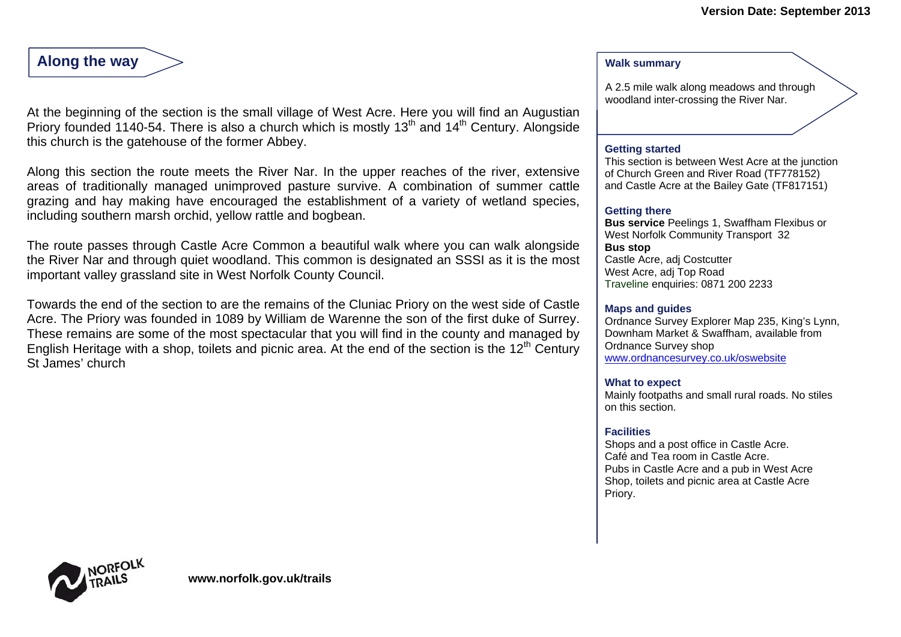## Along the way

At the beginning of the section is the small village of West Acre. Here you will find an Augustian Priory founded 1140-54. There is also a church which is mostly 13th and 14th Century. Alongside this church is the gatehouse of the former Abbey.

Along this section the route meets the River Nar. In the upper reaches of the river, extensive areas of traditionally managed unimproved pasture survive. A combination of summer cattle grazing and hay making have encouraged the establishment of a variety of wetland species, including southern marsh orchid, yellow rattle and bogbean.

The route passes through Castle Acre Common a beautiful walk where you can walk alongside the River Nar and through quiet woodland. This common is designated an SSSI as it is the most important valley grassland site in West Norfolk County Council.

Towards the end of the section to are the remains of the Cluniac Priory on the west side of Castle Acre. The Priory was founded in 1089 by William de Warenne the son of the first duke of Surrey. These remains are some of the most spectacular that you will find in the county and managed by English Heritage with a shop, toilets and picnic area. At the end of the section is the 12th Century St James' church

### Walk summary

A 2.5 mile walk along meadows and through woodland inter-crossing the River Nar.

### Getting started

This section is between West Acre at the junction of Church Green and River Road (TF778152) and Castle Acre at the Bailey Gate (TF817151)

### Getting there

**Bus service** Peelings 1, Swaffham Flexibus or West Norfolk Community Transport 32
**Bus stop**
Castle Acre, adj Costcutter
West Acre, adj Top Road
Traveline enquiries: 0871 200 2233

### Maps and guides

Ordnance Survey Explorer Map 235, King's Lynn, Downham Market & Swaffham, available from Ordnance Survey shop
www.ordnancesurvey.co.uk/oswebsite

### What to expect

Mainly footpaths and small rural roads. No stiles on this section.

### Facilities

Shops and a post office in Castle Acre.
Café and Tea room in Castle Acre.
Pubs in Castle Acre and a pub in West Acre
Shop, toilets and picnic area at Castle Acre Priory.

NORFOLK TRAILS www.norfolk.gov.uk/trails